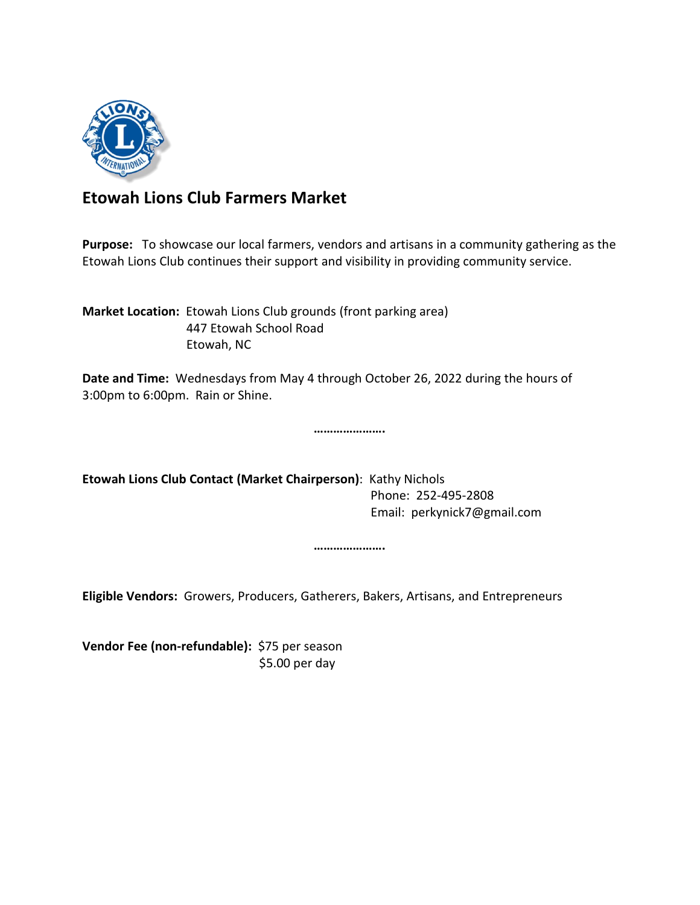# Etowah Lions Club Farmers Market

**Purpose:** To showcase our local farmers, vendors and artisans in a community gathering as the Etowah Lions Club continues their support and visibility in providing community service.

**Market Location:** Etowah Lions Club grounds (front parking area)
447 Etowah School Road
Etowah, NC

**Date and Time:** Wednesdays from May 4 through October 26, 2022 during the hours of 3:00pm to 6:00pm. Rain or Shine.

………………….

**Etowah Lions Club Contact (Market Chairperson)**: Kathy Nichols
Phone: 252-495-2808
Email: perkynick7@gmail.com

………………….

**Eligible Vendors:** Growers, Producers, Gatherers, Bakers, Artisans, and Entrepreneurs

**Vendor Fee (non-refundable):** $75 per season
$5.00 per day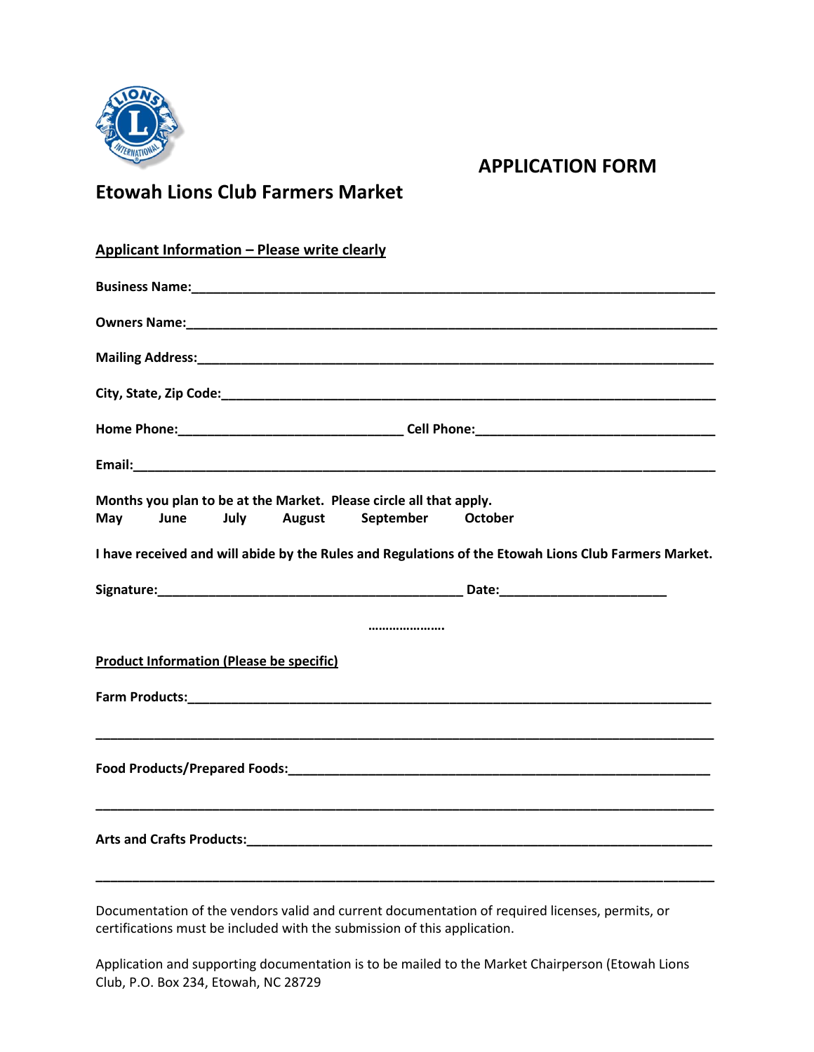## APPLICATION FORM

## Etowah Lions Club Farmers Market

**Applicant Information – Please write clearly**

**Business Name:**___________________________________________________________________________

**Owners Name:**____________________________________________________________________________

**Mailing Address:**__________________________________________________________________________

**City, State, Zip Code:**______________________________________________________________________

**Home Phone:**______________________________ **Cell Phone:**________________________________

**Email:**___________________________________________________________________________________

**Months you plan to be at the Market. Please circle all that apply.**
**May  June  July  August  September  October**

**I have received and will abide by the Rules and Regulations of the Etowah Lions Club Farmers Market.**

**Signature:**________________________________________ **Date:**______________________

…………………

**Product Information (Please be specific)**

**Farm Products:**____________________________________________________________________________

_____________________________________________________________________________________________

**Food Products/Prepared Foods:**______________________________________________________________

_____________________________________________________________________________________________

**Arts and Crafts Products:**__________________________________________________________________

_____________________________________________________________________________________________

Documentation of the vendors valid and current documentation of required licenses, permits, or certifications must be included with the submission of this application.

Application and supporting documentation is to be mailed to the Market Chairperson (Etowah Lions Club, P.O. Box 234, Etowah, NC 28729